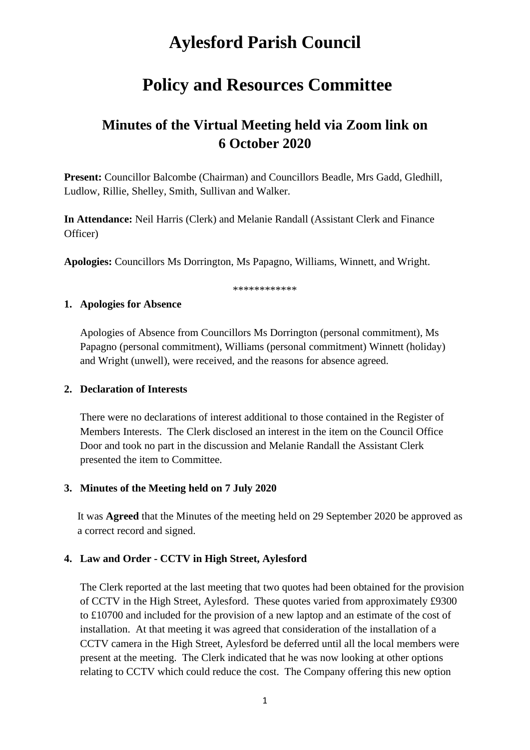# Aylesford Parish Council

# Policy and Resources Committee

## Minutes of the Virtual Meeting held via Zoom link on 6 October 2020

**Present:** Councillor Balcombe (Chairman) and Councillors Beadle, Mrs Gadd, Gledhill, Ludlow, Rillie, Shelley, Smith, Sullivan and Walker.

**In Attendance:** Neil Harris (Clerk) and Melanie Randall (Assistant Clerk and Finance Officer)

**Apologies:** Councillors Ms Dorrington, Ms Papagno, Williams, Winnett, and Wright.

************

**1. Apologies for Absence**

Apologies of Absence from Councillors Ms Dorrington (personal commitment), Ms Papagno (personal commitment), Williams (personal commitment) Winnett (holiday) and Wright (unwell), were received, and the reasons for absence agreed.

**2. Declaration of Interests**

There were no declarations of interest additional to those contained in the Register of Members Interests. The Clerk disclosed an interest in the item on the Council Office Door and took no part in the discussion and Melanie Randall the Assistant Clerk presented the item to Committee.

**3. Minutes of the Meeting held on 7 July 2020**

It was **Agreed** that the Minutes of the meeting held on 29 September 2020 be approved as a correct record and signed.

**4. Law and Order - CCTV in High Street, Aylesford**

The Clerk reported at the last meeting that two quotes had been obtained for the provision of CCTV in the High Street, Aylesford. These quotes varied from approximately £9300 to £10700 and included for the provision of a new laptop and an estimate of the cost of installation. At that meeting it was agreed that consideration of the installation of a CCTV camera in the High Street, Aylesford be deferred until all the local members were present at the meeting. The Clerk indicated that he was now looking at other options relating to CCTV which could reduce the cost. The Company offering this new option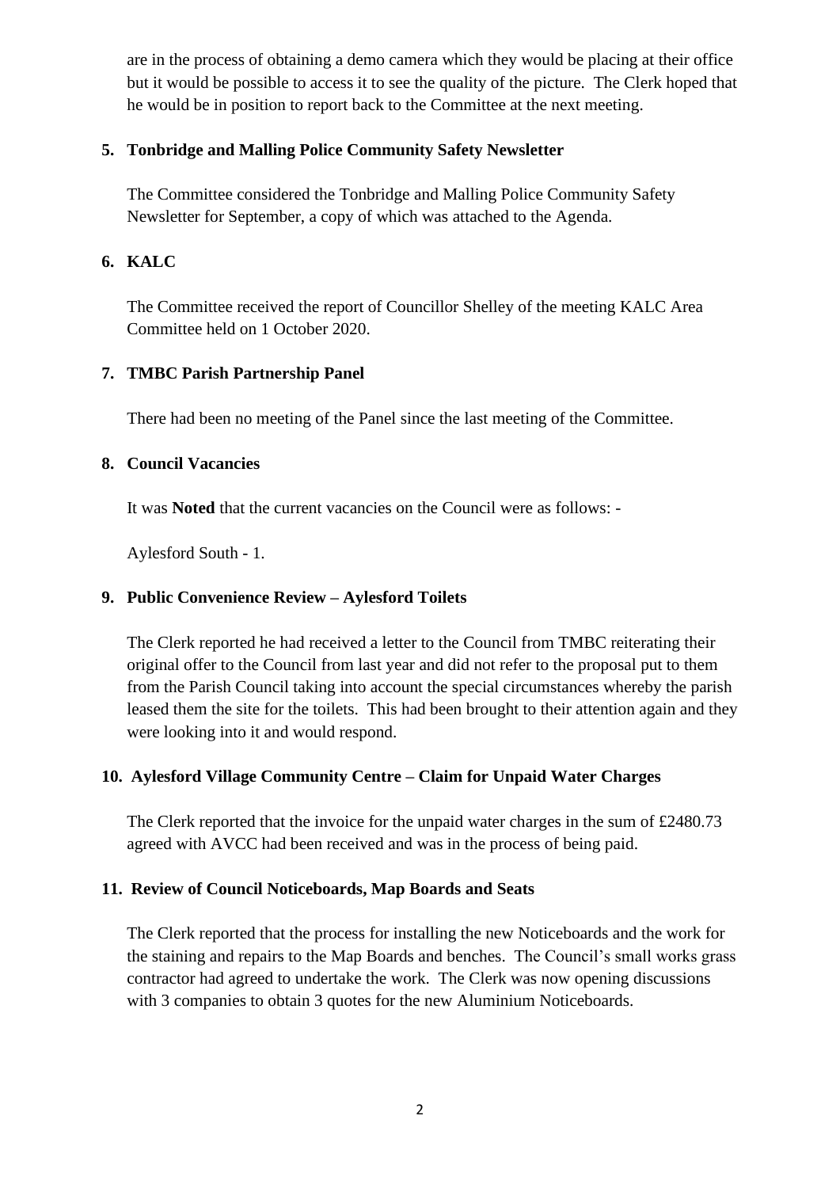are in the process of obtaining a demo camera which they would be placing at their office but it would be possible to access it to see the quality of the picture. The Clerk hoped that he would be in position to report back to the Committee at the next meeting.

**5. Tonbridge and Malling Police Community Safety Newsletter**

The Committee considered the Tonbridge and Malling Police Community Safety Newsletter for September, a copy of which was attached to the Agenda.

**6. KALC**

The Committee received the report of Councillor Shelley of the meeting KALC Area Committee held on 1 October 2020.

**7. TMBC Parish Partnership Panel**

There had been no meeting of the Panel since the last meeting of the Committee.

**8. Council Vacancies**

It was **Noted** that the current vacancies on the Council were as follows: -

Aylesford South - 1.

**9. Public Convenience Review – Aylesford Toilets**

The Clerk reported he had received a letter to the Council from TMBC reiterating their original offer to the Council from last year and did not refer to the proposal put to them from the Parish Council taking into account the special circumstances whereby the parish leased them the site for the toilets. This had been brought to their attention again and they were looking into it and would respond.

**10. Aylesford Village Community Centre – Claim for Unpaid Water Charges**

The Clerk reported that the invoice for the unpaid water charges in the sum of £2480.73 agreed with AVCC had been received and was in the process of being paid.

**11. Review of Council Noticeboards, Map Boards and Seats**

The Clerk reported that the process for installing the new Noticeboards and the work for the staining and repairs to the Map Boards and benches. The Council's small works grass contractor had agreed to undertake the work. The Clerk was now opening discussions with 3 companies to obtain 3 quotes for the new Aluminium Noticeboards.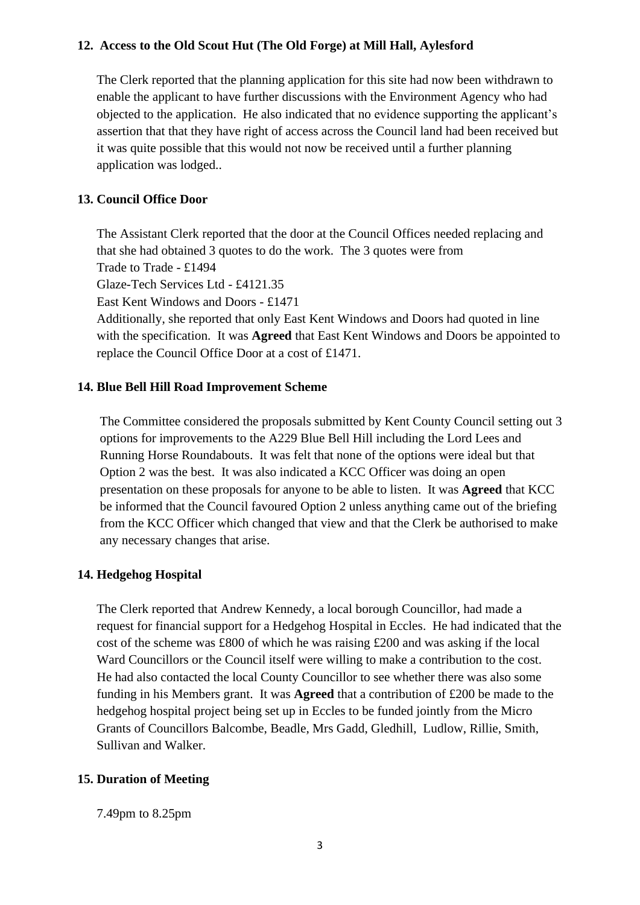## 12. Access to the Old Scout Hut (The Old Forge) at Mill Hall, Aylesford

The Clerk reported that the planning application for this site had now been withdrawn to enable the applicant to have further discussions with the Environment Agency who had objected to the application. He also indicated that no evidence supporting the applicant's assertion that that they have right of access across the Council land had been received but it was quite possible that this would not now be received until a further planning application was lodged..

## 13. Council Office Door

The Assistant Clerk reported that the door at the Council Offices needed replacing and that she had obtained 3 quotes to do the work. The 3 quotes were from
Trade to Trade - £1494
Glaze-Tech Services Ltd - £4121.35
East Kent Windows and Doors - £1471
Additionally, she reported that only East Kent Windows and Doors had quoted in line with the specification. It was **Agreed** that East Kent Windows and Doors be appointed to replace the Council Office Door at a cost of £1471.

## 14. Blue Bell Hill Road Improvement Scheme

The Committee considered the proposals submitted by Kent County Council setting out 3 options for improvements to the A229 Blue Bell Hill including the Lord Lees and Running Horse Roundabouts. It was felt that none of the options were ideal but that Option 2 was the best. It was also indicated a KCC Officer was doing an open presentation on these proposals for anyone to be able to listen. It was **Agreed** that KCC be informed that the Council favoured Option 2 unless anything came out of the briefing from the KCC Officer which changed that view and that the Clerk be authorised to make any necessary changes that arise.

## 14. Hedgehog Hospital

The Clerk reported that Andrew Kennedy, a local borough Councillor, had made a request for financial support for a Hedgehog Hospital in Eccles. He had indicated that the cost of the scheme was £800 of which he was raising £200 and was asking if the local Ward Councillors or the Council itself were willing to make a contribution to the cost. He had also contacted the local County Councillor to see whether there was also some funding in his Members grant. It was **Agreed** that a contribution of £200 be made to the hedgehog hospital project being set up in Eccles to be funded jointly from the Micro Grants of Councillors Balcombe, Beadle, Mrs Gadd, Gledhill, Ludlow, Rillie, Smith, Sullivan and Walker.

## 15. Duration of Meeting

7.49pm to 8.25pm